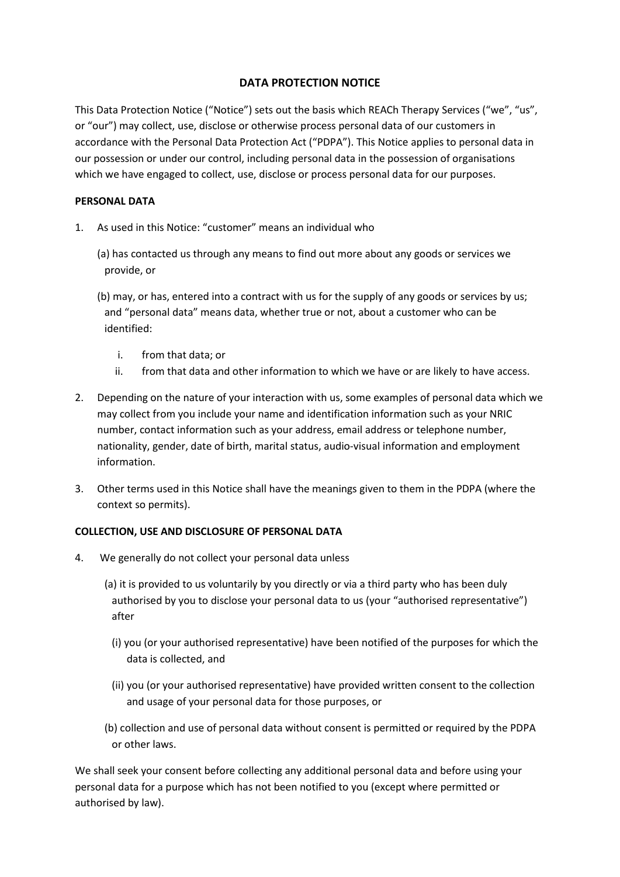# DATA PROTECTION NOTICE

This Data Protection Notice ("Notice") sets out the basis which REACh Therapy Services ("we", "us", or "our") may collect, use, disclose or otherwise process personal data of our customers in accordance with the Personal Data Protection Act ("PDPA"). This Notice applies to personal data in our possession or under our control, including personal data in the possession of organisations which we have engaged to collect, use, disclose or process personal data for our purposes.

## PERSONAL DATA

1. As used in this Notice: "customer" means an individual who

   (a) has contacted us through any means to find out more about any goods or services we provide, or

   (b) may, or has, entered into a contract with us for the supply of any goods or services by us; and "personal data" means data, whether true or not, about a customer who can be identified:

      i. from that data; or
      ii. from that data and other information to which we have or are likely to have access.

2. Depending on the nature of your interaction with us, some examples of personal data which we may collect from you include your name and identification information such as your NRIC number, contact information such as your address, email address or telephone number, nationality, gender, date of birth, marital status, audio-visual information and employment information.

3. Other terms used in this Notice shall have the meanings given to them in the PDPA (where the context so permits).

## COLLECTION, USE AND DISCLOSURE OF PERSONAL DATA

4. We generally do not collect your personal data unless

   (a) it is provided to us voluntarily by you directly or via a third party who has been duly authorised by you to disclose your personal data to us (your "authorised representative") after

      (i) you (or your authorised representative) have been notified of the purposes for which the data is collected, and

      (ii) you (or your authorised representative) have provided written consent to the collection and usage of your personal data for those purposes, or

   (b) collection and use of personal data without consent is permitted or required by the PDPA or other laws.

We shall seek your consent before collecting any additional personal data and before using your personal data for a purpose which has not been notified to you (except where permitted or authorised by law).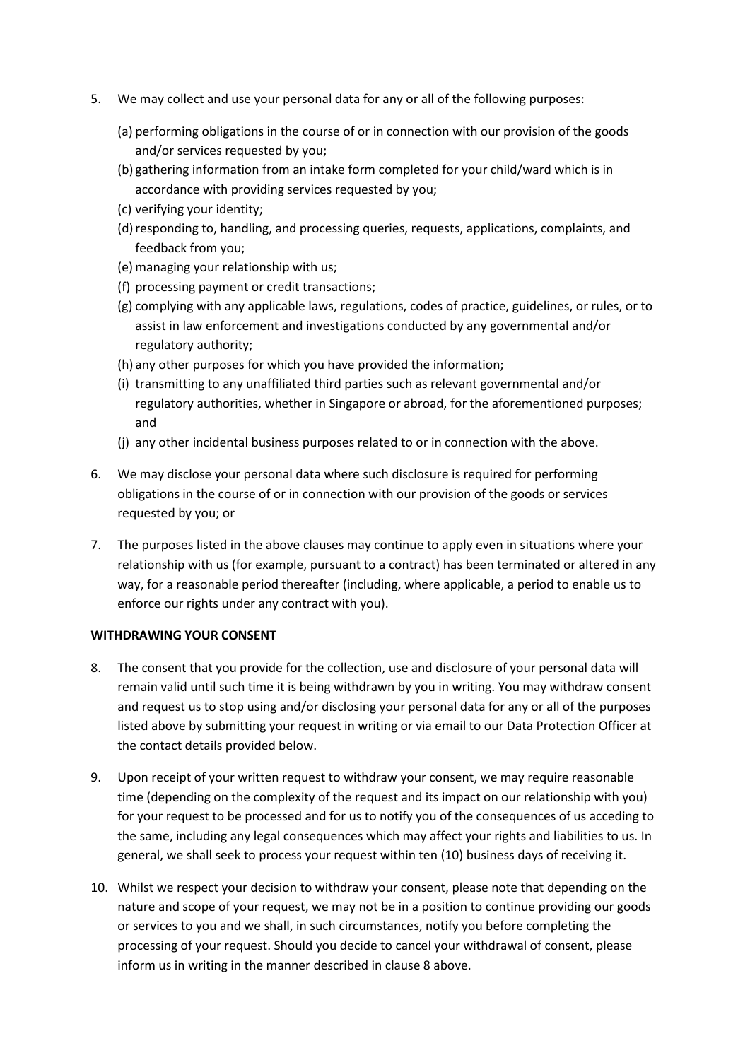5. We may collect and use your personal data for any or all of the following purposes:

   (a) performing obligations in the course of or in connection with our provision of the goods and/or services requested by you;

   (b) gathering information from an intake form completed for your child/ward which is in accordance with providing services requested by you;

   (c) verifying your identity;

   (d) responding to, handling, and processing queries, requests, applications, complaints, and feedback from you;

   (e) managing your relationship with us;

   (f) processing payment or credit transactions;

   (g) complying with any applicable laws, regulations, codes of practice, guidelines, or rules, or to assist in law enforcement and investigations conducted by any governmental and/or regulatory authority;

   (h) any other purposes for which you have provided the information;

   (i) transmitting to any unaffiliated third parties such as relevant governmental and/or regulatory authorities, whether in Singapore or abroad, for the aforementioned purposes; and

   (j) any other incidental business purposes related to or in connection with the above.

6. We may disclose your personal data where such disclosure is required for performing obligations in the course of or in connection with our provision of the goods or services requested by you; or

7. The purposes listed in the above clauses may continue to apply even in situations where your relationship with us (for example, pursuant to a contract) has been terminated or altered in any way, for a reasonable period thereafter (including, where applicable, a period to enable us to enforce our rights under any contract with you).

**WITHDRAWING YOUR CONSENT**

8. The consent that you provide for the collection, use and disclosure of your personal data will remain valid until such time it is being withdrawn by you in writing. You may withdraw consent and request us to stop using and/or disclosing your personal data for any or all of the purposes listed above by submitting your request in writing or via email to our Data Protection Officer at the contact details provided below.

9. Upon receipt of your written request to withdraw your consent, we may require reasonable time (depending on the complexity of the request and its impact on our relationship with you) for your request to be processed and for us to notify you of the consequences of us acceding to the same, including any legal consequences which may affect your rights and liabilities to us. In general, we shall seek to process your request within ten (10) business days of receiving it.

10. Whilst we respect your decision to withdraw your consent, please note that depending on the nature and scope of your request, we may not be in a position to continue providing our goods or services to you and we shall, in such circumstances, notify you before completing the processing of your request. Should you decide to cancel your withdrawal of consent, please inform us in writing in the manner described in clause 8 above.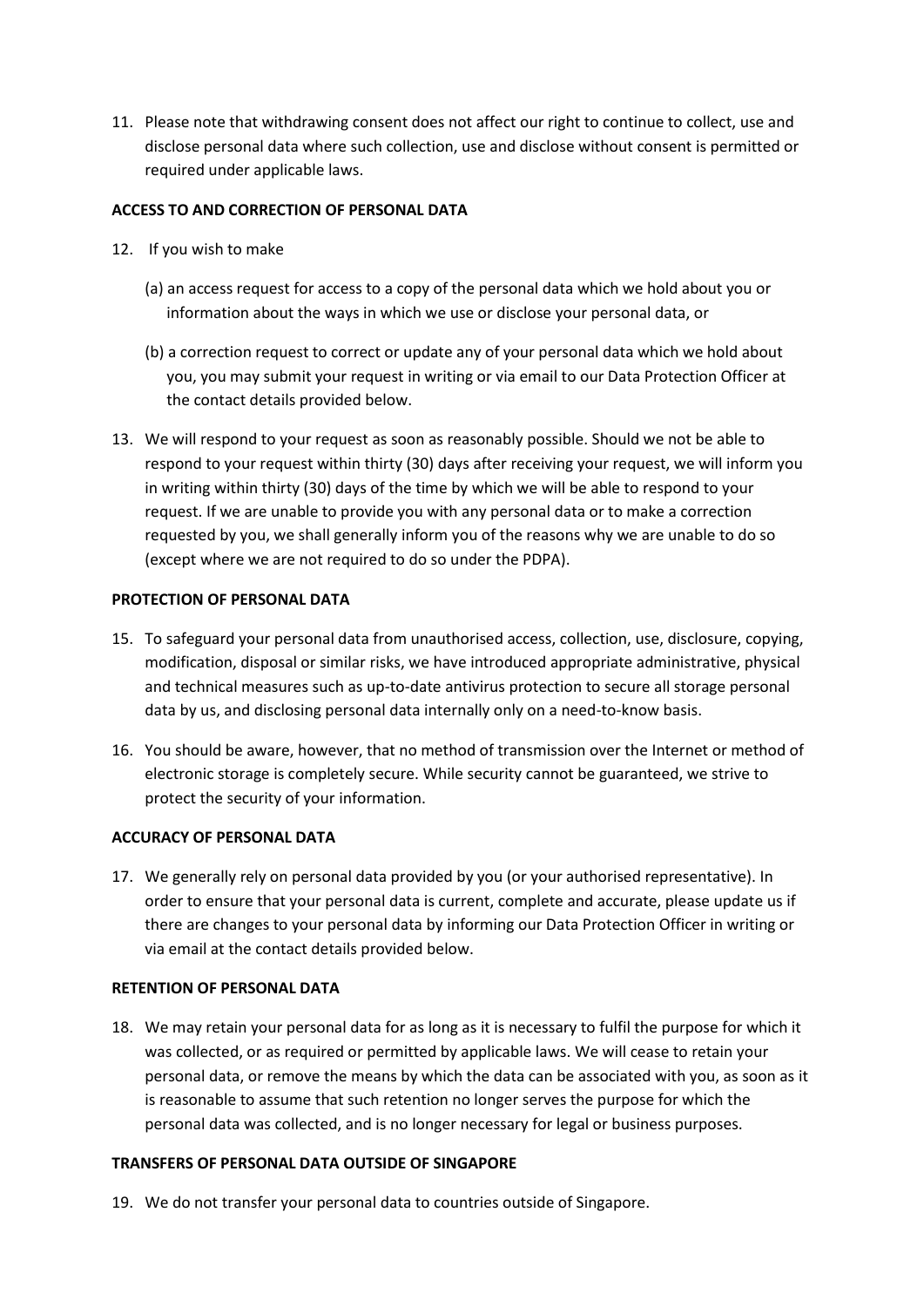11. Please note that withdrawing consent does not affect our right to continue to collect, use and disclose personal data where such collection, use and disclose without consent is permitted or required under applicable laws.

**ACCESS TO AND CORRECTION OF PERSONAL DATA**

12. If you wish to make

    (a) an access request for access to a copy of the personal data which we hold about you or information about the ways in which we use or disclose your personal data, or

    (b) a correction request to correct or update any of your personal data which we hold about you, you may submit your request in writing or via email to our Data Protection Officer at the contact details provided below.

13. We will respond to your request as soon as reasonably possible. Should we not be able to respond to your request within thirty (30) days after receiving your request, we will inform you in writing within thirty (30) days of the time by which we will be able to respond to your request. If we are unable to provide you with any personal data or to make a correction requested by you, we shall generally inform you of the reasons why we are unable to do so (except where we are not required to do so under the PDPA).

**PROTECTION OF PERSONAL DATA**

15. To safeguard your personal data from unauthorised access, collection, use, disclosure, copying, modification, disposal or similar risks, we have introduced appropriate administrative, physical and technical measures such as up-to-date antivirus protection to secure all storage personal data by us, and disclosing personal data internally only on a need-to-know basis.

16. You should be aware, however, that no method of transmission over the Internet or method of electronic storage is completely secure. While security cannot be guaranteed, we strive to protect the security of your information.

**ACCURACY OF PERSONAL DATA**

17. We generally rely on personal data provided by you (or your authorised representative). In order to ensure that your personal data is current, complete and accurate, please update us if there are changes to your personal data by informing our Data Protection Officer in writing or via email at the contact details provided below.

**RETENTION OF PERSONAL DATA**

18. We may retain your personal data for as long as it is necessary to fulfil the purpose for which it was collected, or as required or permitted by applicable laws. We will cease to retain your personal data, or remove the means by which the data can be associated with you, as soon as it is reasonable to assume that such retention no longer serves the purpose for which the personal data was collected, and is no longer necessary for legal or business purposes.

**TRANSFERS OF PERSONAL DATA OUTSIDE OF SINGAPORE**

19. We do not transfer your personal data to countries outside of Singapore.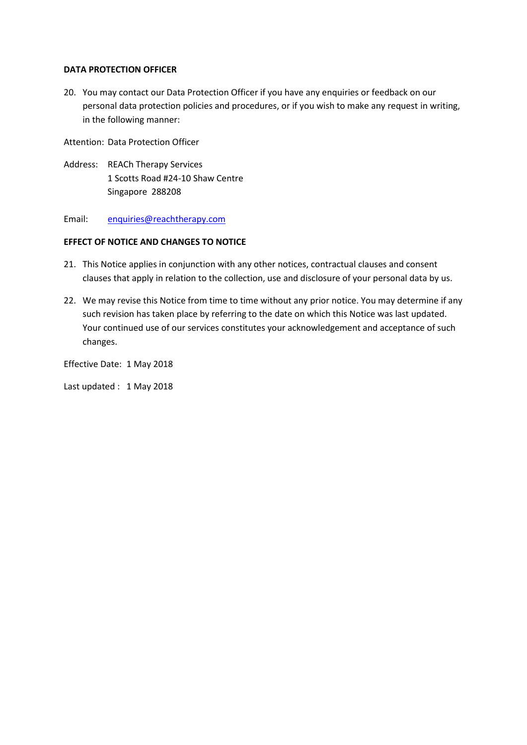**DATA PROTECTION OFFICER**

20. You may contact our Data Protection Officer if you have any enquiries or feedback on our personal data protection policies and procedures, or if you wish to make any request in writing, in the following manner:

Attention: Data Protection Officer

Address: REACh Therapy Services
1 Scotts Road #24-10 Shaw Centre
Singapore 288208

Email: enquiries@reachtherapy.com

**EFFECT OF NOTICE AND CHANGES TO NOTICE**

21. This Notice applies in conjunction with any other notices, contractual clauses and consent clauses that apply in relation to the collection, use and disclosure of your personal data by us.

22. We may revise this Notice from time to time without any prior notice. You may determine if any such revision has taken place by referring to the date on which this Notice was last updated. Your continued use of our services constitutes your acknowledgement and acceptance of such changes.

Effective Date: 1 May 2018

Last updated : 1 May 2018